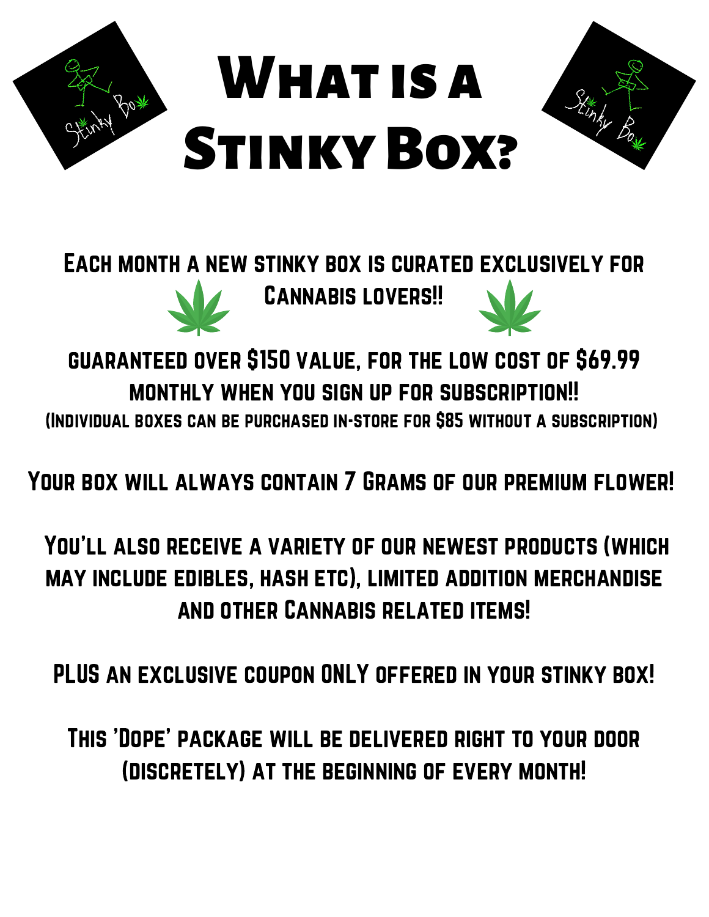# What is a Stinky Box?

Each month a new stinky box is curated exclusively for Cannabis lovers!!

guaranteed over $150 value, for the low cost of $69.99 monthly when you sign up for subscription!!

(Individual boxes can be purchased in-store for $85 without a subscription)

Your box will always contain 7 Grams of our premium flower!

You'll also receive a variety of our newest products (which may include edibles, hash etc), limited addition merchandise and other Cannabis related items!

PLUS an exclusive coupon ONLY offered in your stinky box!

This 'Dope' package will be delivered right to your door (discretely) at the beginning of every month!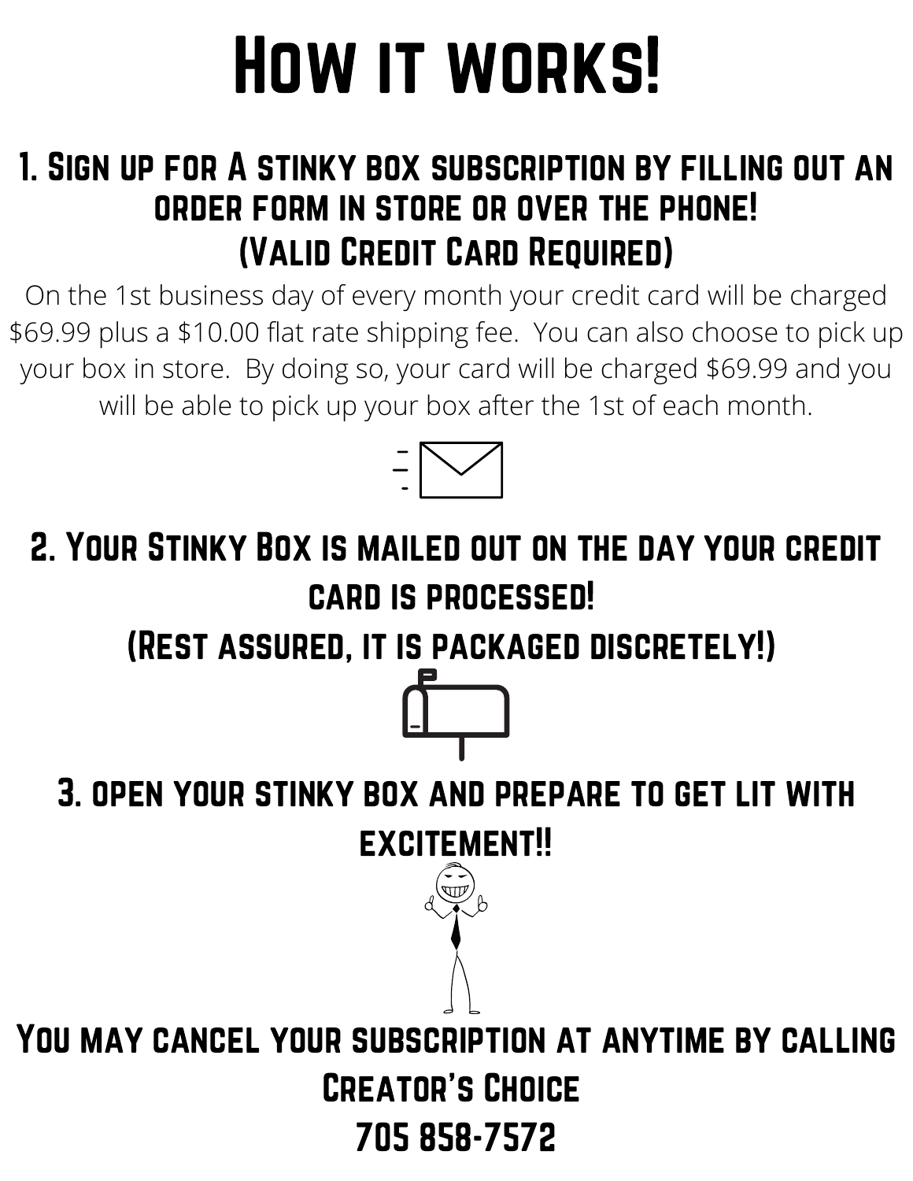# How it works!

## 1. Sign up for A stinky box subscription by filling out an order form in store or over the phone! (Valid Credit Card Required)

On the 1st business day of every month your credit card will be charged $69.99 plus a $10.00 flat rate shipping fee. You can also choose to pick up your box in store. By doing so, your card will be charged $69.99 and you will be able to pick up your box after the 1st of each month.

## 2. Your Stinky Box is mailed out on the day your credit card is processed! (Rest assured, it is packaged discretely!)

## 3. open your stinky box and prepare to get lit with excitement!!

## You may cancel your subscription at anytime by calling Creator's Choice 705 858-7572